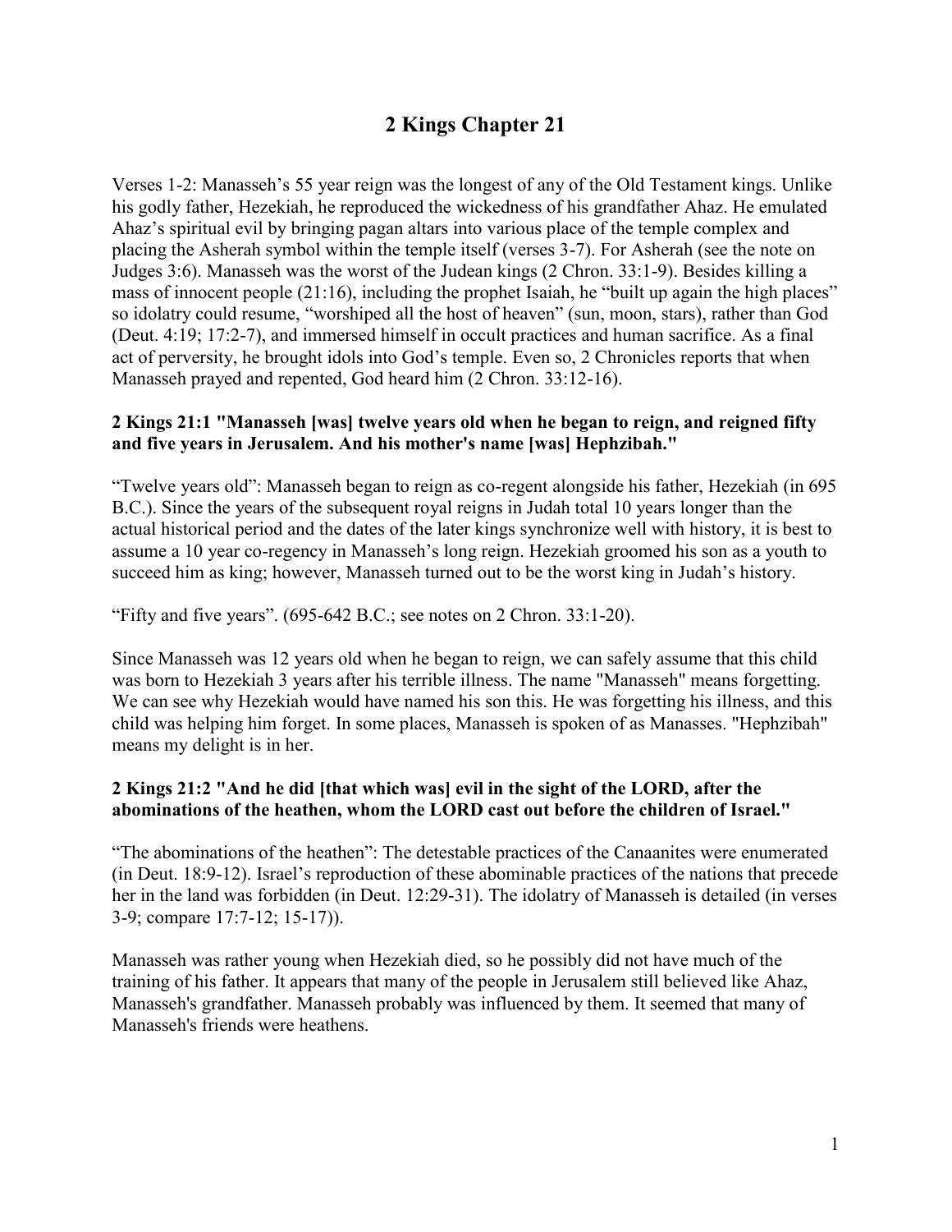# 2 Kings Chapter 21

Verses 1-2: Manasseh's 55 year reign was the longest of any of the Old Testament kings. Unlike his godly father, Hezekiah, he reproduced the wickedness of his grandfather Ahaz. He emulated Ahaz's spiritual evil by bringing pagan altars into various place of the temple complex and placing the Asherah symbol within the temple itself (verses 3-7). For Asherah (see the note on Judges 3:6). Manasseh was the worst of the Judean kings (2 Chron. 33:1-9). Besides killing a mass of innocent people (21:16), including the prophet Isaiah, he "built up again the high places" so idolatry could resume, "worshiped all the host of heaven" (sun, moon, stars), rather than God (Deut. 4:19; 17:2-7), and immersed himself in occult practices and human sacrifice. As a final act of perversity, he brought idols into God's temple. Even so, 2 Chronicles reports that when Manasseh prayed and repented, God heard him (2 Chron. 33:12-16).

**2 Kings 21:1 "Manasseh [was] twelve years old when he began to reign, and reigned fifty and five years in Jerusalem. And his mother's name [was] Hephzibah."**

"Twelve years old": Manasseh began to reign as co-regent alongside his father, Hezekiah (in 695 B.C.). Since the years of the subsequent royal reigns in Judah total 10 years longer than the actual historical period and the dates of the later kings synchronize well with history, it is best to assume a 10 year co-regency in Manasseh's long reign. Hezekiah groomed his son as a youth to succeed him as king; however, Manasseh turned out to be the worst king in Judah's history.

"Fifty and five years". (695-642 B.C.; see notes on 2 Chron. 33:1-20).

Since Manasseh was 12 years old when he began to reign, we can safely assume that this child was born to Hezekiah 3 years after his terrible illness. The name "Manasseh" means forgetting. We can see why Hezekiah would have named his son this. He was forgetting his illness, and this child was helping him forget. In some places, Manasseh is spoken of as Manasses. "Hephzibah" means my delight is in her.

**2 Kings 21:2 "And he did [that which was] evil in the sight of the LORD, after the abominations of the heathen, whom the LORD cast out before the children of Israel."**

"The abominations of the heathen": The detestable practices of the Canaanites were enumerated (in Deut. 18:9-12). Israel's reproduction of these abominable practices of the nations that precede her in the land was forbidden (in Deut. 12:29-31). The idolatry of Manasseh is detailed (in verses 3-9; compare 17:7-12; 15-17)).

Manasseh was rather young when Hezekiah died, so he possibly did not have much of the training of his father. It appears that many of the people in Jerusalem still believed like Ahaz, Manasseh's grandfather. Manasseh probably was influenced by them. It seemed that many of Manasseh's friends were heathens.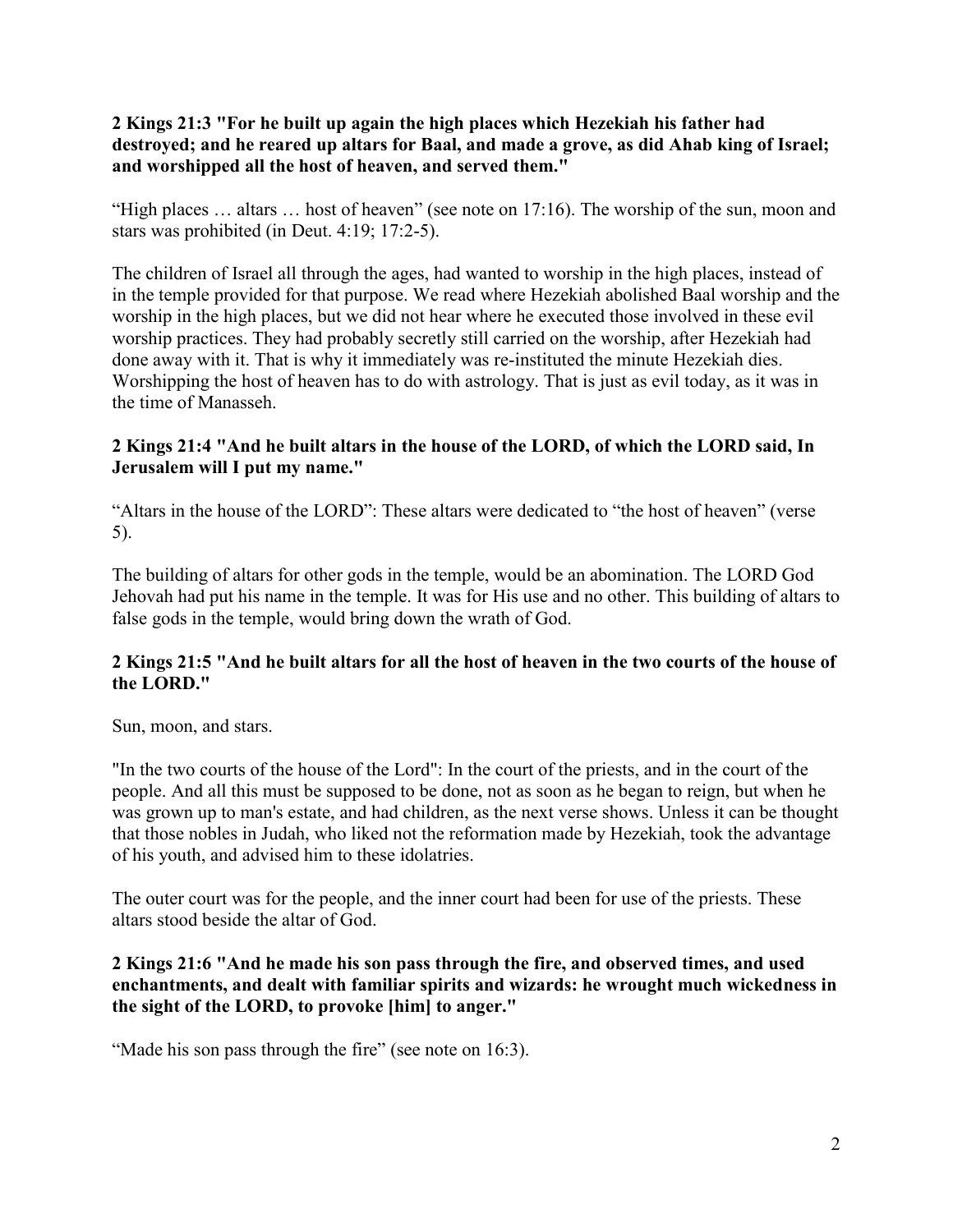**2 Kings 21:3 "For he built up again the high places which Hezekiah his father had destroyed; and he reared up altars for Baal, and made a grove, as did Ahab king of Israel; and worshipped all the host of heaven, and served them."**

“High places … altars … host of heaven” (see note on 17:16). The worship of the sun, moon and stars was prohibited (in Deut. 4:19; 17:2-5).

The children of Israel all through the ages, had wanted to worship in the high places, instead of in the temple provided for that purpose. We read where Hezekiah abolished Baal worship and the worship in the high places, but we did not hear where he executed those involved in these evil worship practices. They had probably secretly still carried on the worship, after Hezekiah had done away with it. That is why it immediately was re-instituted the minute Hezekiah dies. Worshipping the host of heaven has to do with astrology. That is just as evil today, as it was in the time of Manasseh.

**2 Kings 21:4 "And he built altars in the house of the LORD, of which the LORD said, In Jerusalem will I put my name."**

“Altars in the house of the LORD”: These altars were dedicated to “the host of heaven” (verse 5).

The building of altars for other gods in the temple, would be an abomination. The LORD God Jehovah had put his name in the temple. It was for His use and no other. This building of altars to false gods in the temple, would bring down the wrath of God.

**2 Kings 21:5 "And he built altars for all the host of heaven in the two courts of the house of the LORD."**

Sun, moon, and stars.

"In the two courts of the house of the Lord": In the court of the priests, and in the court of the people. And all this must be supposed to be done, not as soon as he began to reign, but when he was grown up to man's estate, and had children, as the next verse shows. Unless it can be thought that those nobles in Judah, who liked not the reformation made by Hezekiah, took the advantage of his youth, and advised him to these idolatries.

The outer court was for the people, and the inner court had been for use of the priests. These altars stood beside the altar of God.

**2 Kings 21:6 "And he made his son pass through the fire, and observed times, and used enchantments, and dealt with familiar spirits and wizards: he wrought much wickedness in the sight of the LORD, to provoke [him] to anger."**

“Made his son pass through the fire” (see note on 16:3).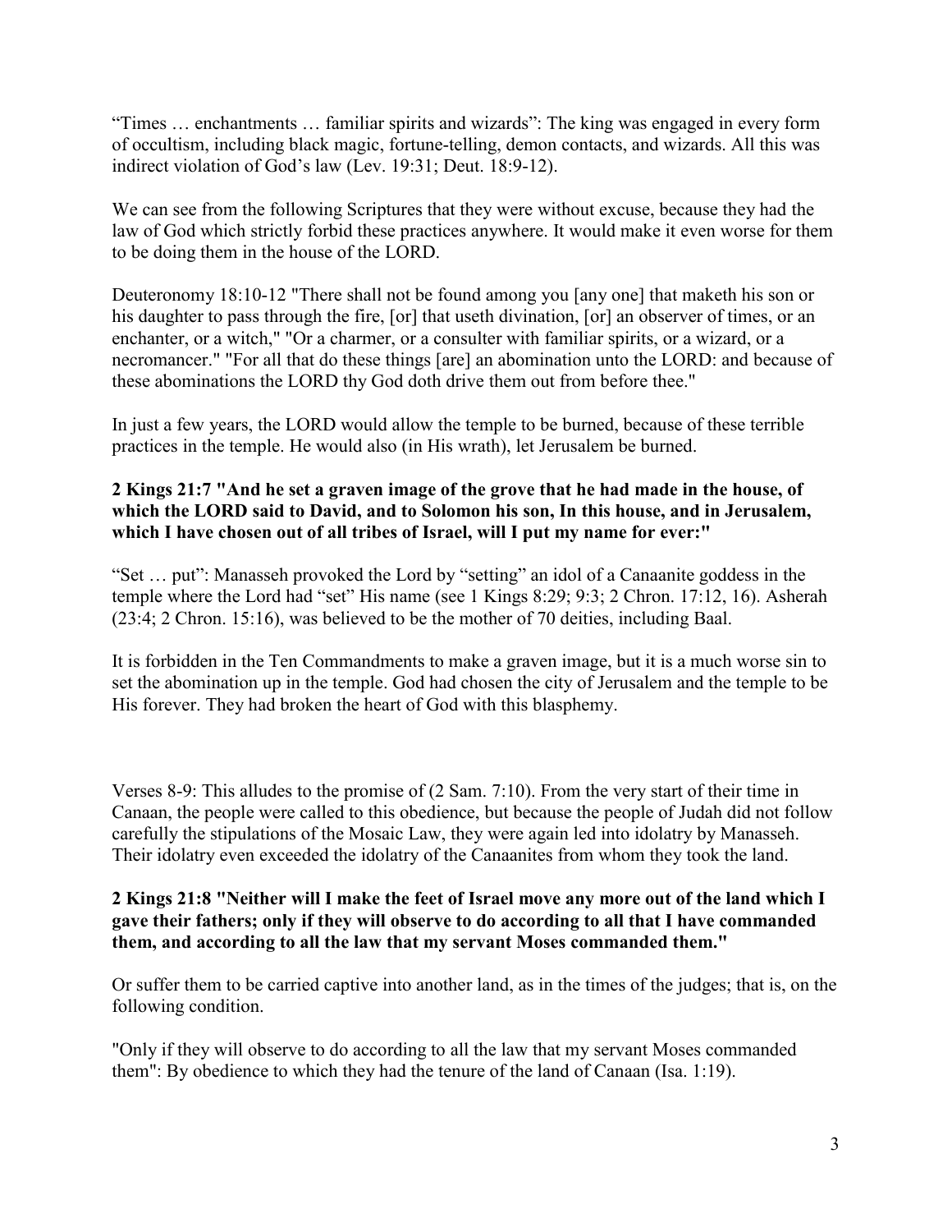"Times … enchantments … familiar spirits and wizards": The king was engaged in every form of occultism, including black magic, fortune-telling, demon contacts, and wizards. All this was indirect violation of God's law (Lev. 19:31; Deut. 18:9-12).

We can see from the following Scriptures that they were without excuse, because they had the law of God which strictly forbid these practices anywhere. It would make it even worse for them to be doing them in the house of the LORD.

Deuteronomy 18:10-12 "There shall not be found among you [any one] that maketh his son or his daughter to pass through the fire, [or] that useth divination, [or] an observer of times, or an enchanter, or a witch," "Or a charmer, or a consulter with familiar spirits, or a wizard, or a necromancer." "For all that do these things [are] an abomination unto the LORD: and because of these abominations the LORD thy God doth drive them out from before thee."

In just a few years, the LORD would allow the temple to be burned, because of these terrible practices in the temple. He would also (in His wrath), let Jerusalem be burned.

**2 Kings 21:7 "And he set a graven image of the grove that he had made in the house, of which the LORD said to David, and to Solomon his son, In this house, and in Jerusalem, which I have chosen out of all tribes of Israel, will I put my name for ever:"**

"Set … put": Manasseh provoked the Lord by "setting" an idol of a Canaanite goddess in the temple where the Lord had "set" His name (see 1 Kings 8:29; 9:3; 2 Chron. 17:12, 16). Asherah (23:4; 2 Chron. 15:16), was believed to be the mother of 70 deities, including Baal.

It is forbidden in the Ten Commandments to make a graven image, but it is a much worse sin to set the abomination up in the temple. God had chosen the city of Jerusalem and the temple to be His forever. They had broken the heart of God with this blasphemy.

Verses 8-9: This alludes to the promise of (2 Sam. 7:10). From the very start of their time in Canaan, the people were called to this obedience, but because the people of Judah did not follow carefully the stipulations of the Mosaic Law, they were again led into idolatry by Manasseh. Their idolatry even exceeded the idolatry of the Canaanites from whom they took the land.

**2 Kings 21:8 "Neither will I make the feet of Israel move any more out of the land which I gave their fathers; only if they will observe to do according to all that I have commanded them, and according to all the law that my servant Moses commanded them."**

Or suffer them to be carried captive into another land, as in the times of the judges; that is, on the following condition.

"Only if they will observe to do according to all the law that my servant Moses commanded them": By obedience to which they had the tenure of the land of Canaan (Isa. 1:19).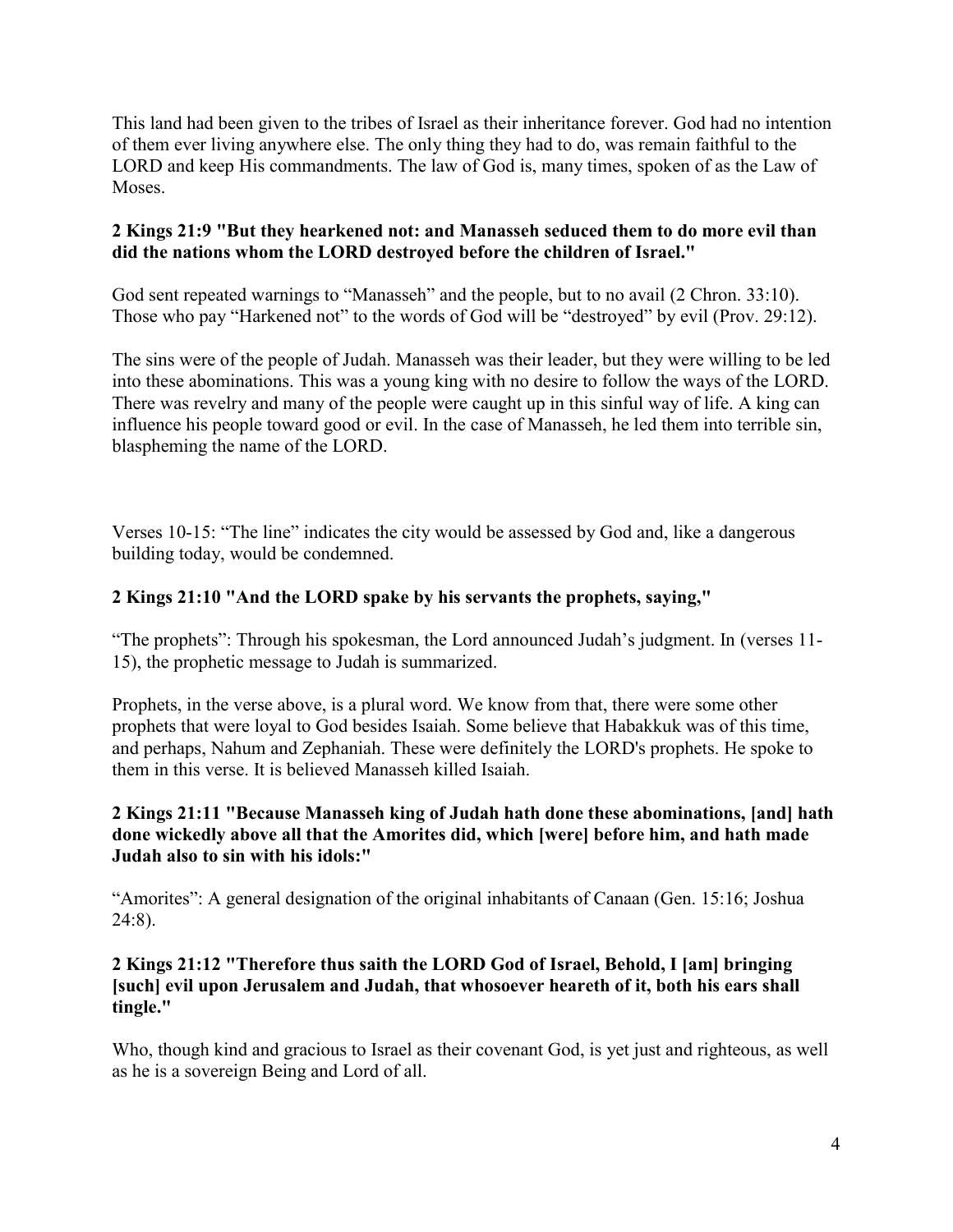This land had been given to the tribes of Israel as their inheritance forever. God had no intention of them ever living anywhere else. The only thing they had to do, was remain faithful to the LORD and keep His commandments. The law of God is, many times, spoken of as the Law of Moses.

**2 Kings 21:9 "But they hearkened not: and Manasseh seduced them to do more evil than did the nations whom the LORD destroyed before the children of Israel."**

God sent repeated warnings to "Manasseh" and the people, but to no avail (2 Chron. 33:10). Those who pay "Harkened not" to the words of God will be "destroyed" by evil (Prov. 29:12).

The sins were of the people of Judah. Manasseh was their leader, but they were willing to be led into these abominations. This was a young king with no desire to follow the ways of the LORD. There was revelry and many of the people were caught up in this sinful way of life. A king can influence his people toward good or evil. In the case of Manasseh, he led them into terrible sin, blaspheming the name of the LORD.

Verses 10-15: "The line" indicates the city would be assessed by God and, like a dangerous building today, would be condemned.

**2 Kings 21:10 "And the LORD spake by his servants the prophets, saying,"**

"The prophets": Through his spokesman, the Lord announced Judah's judgment. In (verses 11-15), the prophetic message to Judah is summarized.

Prophets, in the verse above, is a plural word. We know from that, there were some other prophets that were loyal to God besides Isaiah. Some believe that Habakkuk was of this time, and perhaps, Nahum and Zephaniah. These were definitely the LORD's prophets. He spoke to them in this verse. It is believed Manasseh killed Isaiah.

**2 Kings 21:11 "Because Manasseh king of Judah hath done these abominations, [and] hath done wickedly above all that the Amorites did, which [were] before him, and hath made Judah also to sin with his idols:"**

"Amorites": A general designation of the original inhabitants of Canaan (Gen. 15:16; Joshua 24:8).

**2 Kings 21:12 "Therefore thus saith the LORD God of Israel, Behold, I [am] bringing [such] evil upon Jerusalem and Judah, that whosoever heareth of it, both his ears shall tingle."**

Who, though kind and gracious to Israel as their covenant God, is yet just and righteous, as well as he is a sovereign Being and Lord of all.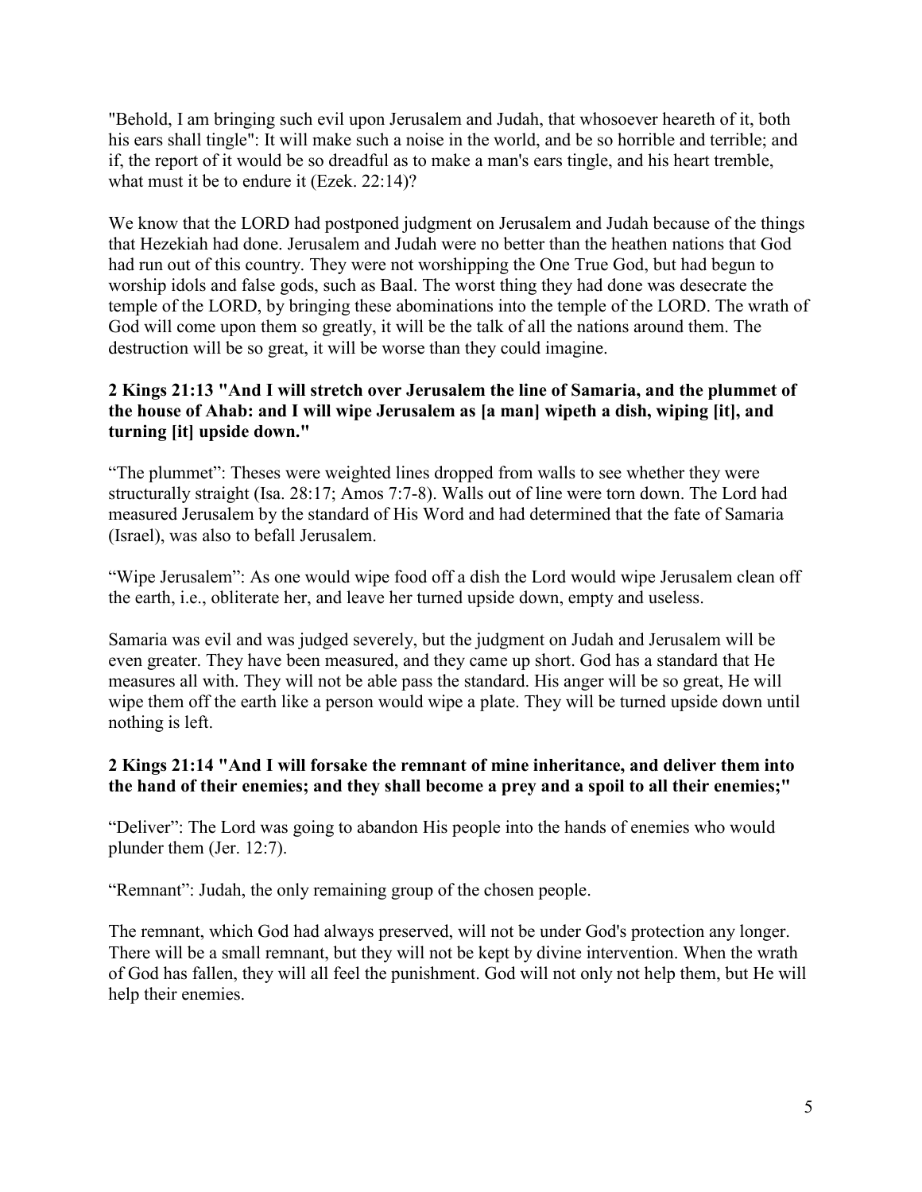"Behold, I am bringing such evil upon Jerusalem and Judah, that whosoever heareth of it, both his ears shall tingle": It will make such a noise in the world, and be so horrible and terrible; and if, the report of it would be so dreadful as to make a man's ears tingle, and his heart tremble, what must it be to endure it (Ezek. 22:14)?

We know that the LORD had postponed judgment on Jerusalem and Judah because of the things that Hezekiah had done. Jerusalem and Judah were no better than the heathen nations that God had run out of this country. They were not worshipping the One True God, but had begun to worship idols and false gods, such as Baal. The worst thing they had done was desecrate the temple of the LORD, by bringing these abominations into the temple of the LORD. The wrath of God will come upon them so greatly, it will be the talk of all the nations around them. The destruction will be so great, it will be worse than they could imagine.

**2 Kings 21:13 "And I will stretch over Jerusalem the line of Samaria, and the plummet of the house of Ahab: and I will wipe Jerusalem as [a man] wipeth a dish, wiping [it], and turning [it] upside down."**

"The plummet": Theses were weighted lines dropped from walls to see whether they were structurally straight (Isa. 28:17; Amos 7:7-8). Walls out of line were torn down. The Lord had measured Jerusalem by the standard of His Word and had determined that the fate of Samaria (Israel), was also to befall Jerusalem.

"Wipe Jerusalem": As one would wipe food off a dish the Lord would wipe Jerusalem clean off the earth, i.e., obliterate her, and leave her turned upside down, empty and useless.

Samaria was evil and was judged severely, but the judgment on Judah and Jerusalem will be even greater. They have been measured, and they came up short. God has a standard that He measures all with. They will not be able pass the standard. His anger will be so great, He will wipe them off the earth like a person would wipe a plate. They will be turned upside down until nothing is left.

**2 Kings 21:14 "And I will forsake the remnant of mine inheritance, and deliver them into the hand of their enemies; and they shall become a prey and a spoil to all their enemies;"**

"Deliver": The Lord was going to abandon His people into the hands of enemies who would plunder them (Jer. 12:7).

"Remnant": Judah, the only remaining group of the chosen people.

The remnant, which God had always preserved, will not be under God's protection any longer. There will be a small remnant, but they will not be kept by divine intervention. When the wrath of God has fallen, they will all feel the punishment. God will not only not help them, but He will help their enemies.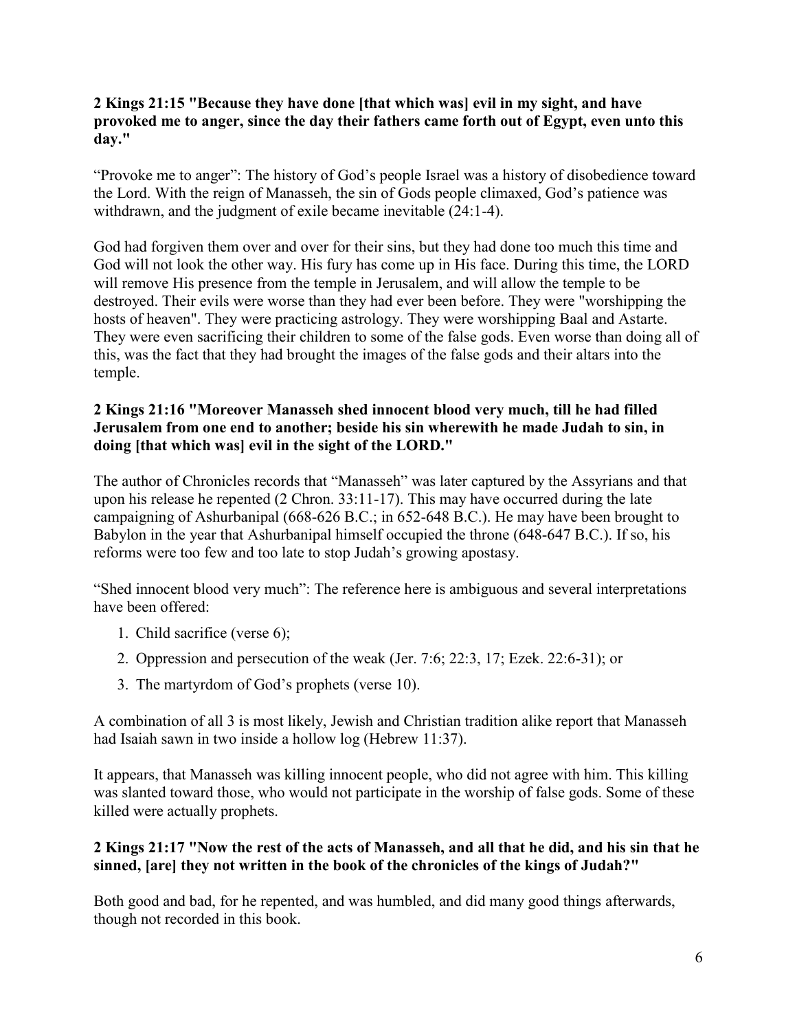**2 Kings 21:15 "Because they have done [that which was] evil in my sight, and have provoked me to anger, since the day their fathers came forth out of Egypt, even unto this day."**

"Provoke me to anger": The history of God's people Israel was a history of disobedience toward the Lord. With the reign of Manasseh, the sin of Gods people climaxed, God's patience was withdrawn, and the judgment of exile became inevitable (24:1-4).

God had forgiven them over and over for their sins, but they had done too much this time and God will not look the other way. His fury has come up in His face. During this time, the LORD will remove His presence from the temple in Jerusalem, and will allow the temple to be destroyed. Their evils were worse than they had ever been before. They were "worshipping the hosts of heaven". They were practicing astrology. They were worshipping Baal and Astarte. They were even sacrificing their children to some of the false gods. Even worse than doing all of this, was the fact that they had brought the images of the false gods and their altars into the temple.

**2 Kings 21:16 "Moreover Manasseh shed innocent blood very much, till he had filled Jerusalem from one end to another; beside his sin wherewith he made Judah to sin, in doing [that which was] evil in the sight of the LORD."**

The author of Chronicles records that "Manasseh" was later captured by the Assyrians and that upon his release he repented (2 Chron. 33:11-17). This may have occurred during the late campaigning of Ashurbanipal (668-626 B.C.; in 652-648 B.C.). He may have been brought to Babylon in the year that Ashurbanipal himself occupied the throne (648-647 B.C.). If so, his reforms were too few and too late to stop Judah's growing apostasy.

"Shed innocent blood very much": The reference here is ambiguous and several interpretations have been offered:

1. Child sacrifice (verse 6);
2. Oppression and persecution of the weak (Jer. 7:6; 22:3, 17; Ezek. 22:6-31); or
3. The martyrdom of God's prophets (verse 10).

A combination of all 3 is most likely, Jewish and Christian tradition alike report that Manasseh had Isaiah sawn in two inside a hollow log (Hebrew 11:37).

It appears, that Manasseh was killing innocent people, who did not agree with him. This killing was slanted toward those, who would not participate in the worship of false gods. Some of these killed were actually prophets.

**2 Kings 21:17 "Now the rest of the acts of Manasseh, and all that he did, and his sin that he sinned, [are] they not written in the book of the chronicles of the kings of Judah?"**

Both good and bad, for he repented, and was humbled, and did many good things afterwards, though not recorded in this book.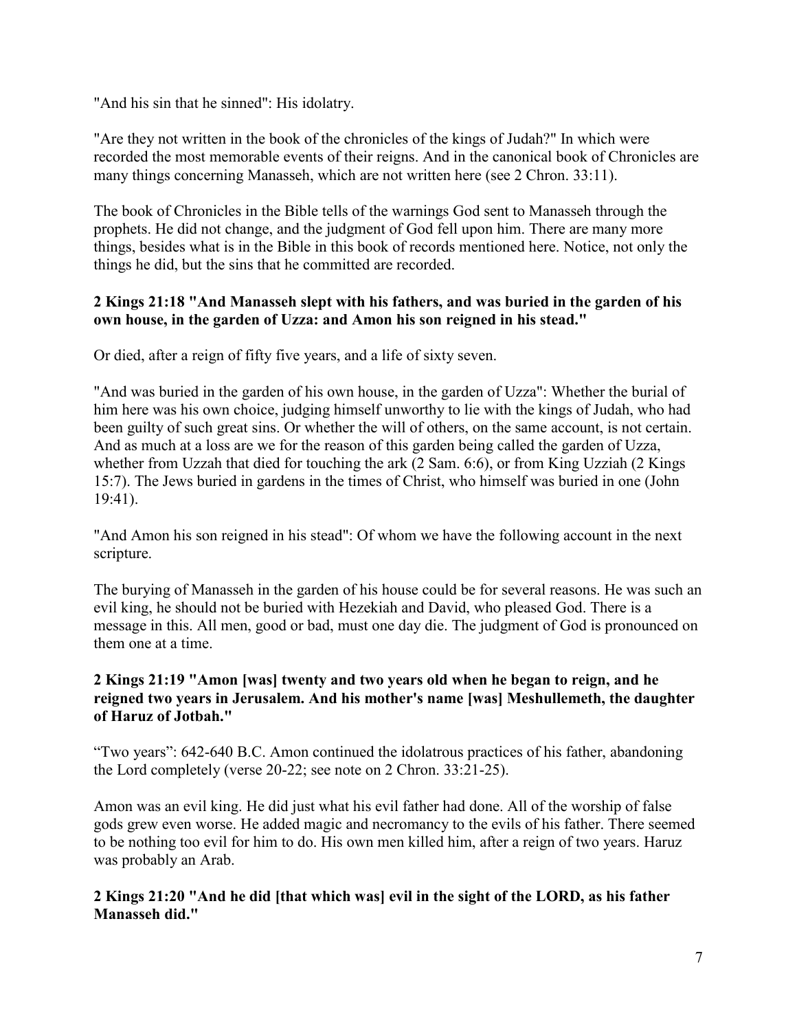"And his sin that he sinned": His idolatry.

"Are they not written in the book of the chronicles of the kings of Judah?" In which were recorded the most memorable events of their reigns. And in the canonical book of Chronicles are many things concerning Manasseh, which are not written here (see 2 Chron. 33:11).

The book of Chronicles in the Bible tells of the warnings God sent to Manasseh through the prophets. He did not change, and the judgment of God fell upon him. There are many more things, besides what is in the Bible in this book of records mentioned here. Notice, not only the things he did, but the sins that he committed are recorded.

**2 Kings 21:18 "And Manasseh slept with his fathers, and was buried in the garden of his own house, in the garden of Uzza: and Amon his son reigned in his stead."**

Or died, after a reign of fifty five years, and a life of sixty seven.

"And was buried in the garden of his own house, in the garden of Uzza": Whether the burial of him here was his own choice, judging himself unworthy to lie with the kings of Judah, who had been guilty of such great sins. Or whether the will of others, on the same account, is not certain. And as much at a loss are we for the reason of this garden being called the garden of Uzza, whether from Uzzah that died for touching the ark (2 Sam. 6:6), or from King Uzziah (2 Kings 15:7). The Jews buried in gardens in the times of Christ, who himself was buried in one (John 19:41).

"And Amon his son reigned in his stead": Of whom we have the following account in the next scripture.

The burying of Manasseh in the garden of his house could be for several reasons. He was such an evil king, he should not be buried with Hezekiah and David, who pleased God. There is a message in this. All men, good or bad, must one day die. The judgment of God is pronounced on them one at a time.

**2 Kings 21:19 "Amon [was] twenty and two years old when he began to reign, and he reigned two years in Jerusalem. And his mother's name [was] Meshullemeth, the daughter of Haruz of Jotbah."**

“Two years”: 642-640 B.C. Amon continued the idolatrous practices of his father, abandoning the Lord completely (verse 20-22; see note on 2 Chron. 33:21-25).

Amon was an evil king. He did just what his evil father had done. All of the worship of false gods grew even worse. He added magic and necromancy to the evils of his father. There seemed to be nothing too evil for him to do. His own men killed him, after a reign of two years. Haruz was probably an Arab.

**2 Kings 21:20 "And he did [that which was] evil in the sight of the LORD, as his father Manasseh did."**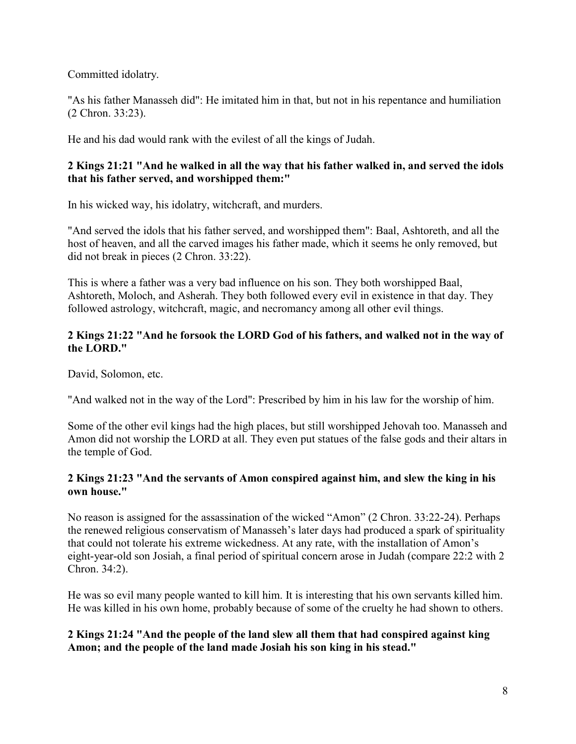Committed idolatry.

"As his father Manasseh did": He imitated him in that, but not in his repentance and humiliation (2 Chron. 33:23).

He and his dad would rank with the evilest of all the kings of Judah.

**2 Kings 21:21 "And he walked in all the way that his father walked in, and served the idols that his father served, and worshipped them:"**

In his wicked way, his idolatry, witchcraft, and murders.

"And served the idols that his father served, and worshipped them": Baal, Ashtoreth, and all the host of heaven, and all the carved images his father made, which it seems he only removed, but did not break in pieces (2 Chron. 33:22).

This is where a father was a very bad influence on his son. They both worshipped Baal, Ashtoreth, Moloch, and Asherah. They both followed every evil in existence in that day. They followed astrology, witchcraft, magic, and necromancy among all other evil things.

**2 Kings 21:22 "And he forsook the LORD God of his fathers, and walked not in the way of the LORD."**

David, Solomon, etc.

"And walked not in the way of the Lord": Prescribed by him in his law for the worship of him.

Some of the other evil kings had the high places, but still worshipped Jehovah too. Manasseh and Amon did not worship the LORD at all. They even put statues of the false gods and their altars in the temple of God.

**2 Kings 21:23 "And the servants of Amon conspired against him, and slew the king in his own house."**

No reason is assigned for the assassination of the wicked "Amon" (2 Chron. 33:22-24). Perhaps the renewed religious conservatism of Manasseh's later days had produced a spark of spirituality that could not tolerate his extreme wickedness. At any rate, with the installation of Amon's eight-year-old son Josiah, a final period of spiritual concern arose in Judah (compare 22:2 with 2 Chron. 34:2).

He was so evil many people wanted to kill him. It is interesting that his own servants killed him. He was killed in his own home, probably because of some of the cruelty he had shown to others.

**2 Kings 21:24 "And the people of the land slew all them that had conspired against king Amon; and the people of the land made Josiah his son king in his stead."**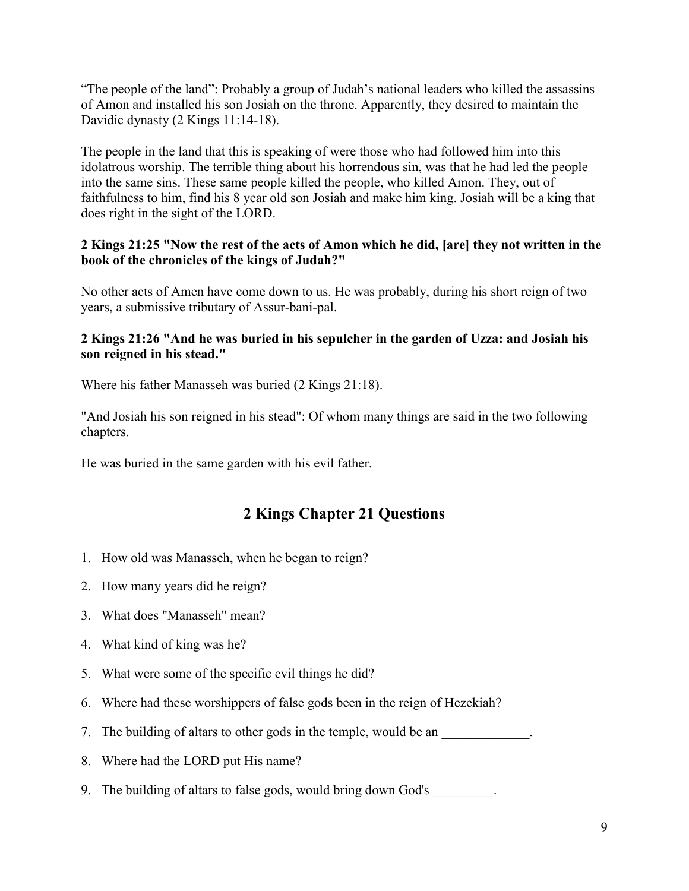“The people of the land”: Probably a group of Judah’s national leaders who killed the assassins of Amon and installed his son Josiah on the throne. Apparently, they desired to maintain the Davidic dynasty (2 Kings 11:14-18).

The people in the land that this is speaking of were those who had followed him into this idolatrous worship. The terrible thing about his horrendous sin, was that he had led the people into the same sins. These same people killed the people, who killed Amon. They, out of faithfulness to him, find his 8 year old son Josiah and make him king. Josiah will be a king that does right in the sight of the LORD.

**2 Kings 21:25 "Now the rest of the acts of Amon which he did, [are] they not written in the book of the chronicles of the kings of Judah?"**

No other acts of Amen have come down to us. He was probably, during his short reign of two years, a submissive tributary of Assur-bani-pal.

**2 Kings 21:26 "And he was buried in his sepulcher in the garden of Uzza: and Josiah his son reigned in his stead."**

Where his father Manasseh was buried (2 Kings 21:18).

"And Josiah his son reigned in his stead": Of whom many things are said in the two following chapters.

He was buried in the same garden with his evil father.

## 2 Kings Chapter 21 Questions

1. How old was Manasseh, when he began to reign?
2. How many years did he reign?
3. What does "Manasseh" mean?
4. What kind of king was he?
5. What were some of the specific evil things he did?
6. Where had these worshippers of false gods been in the reign of Hezekiah?
7. The building of altars to other gods in the temple, would be an _____________.
8. Where had the LORD put His name?
9. The building of altars to false gods, would bring down God's _________.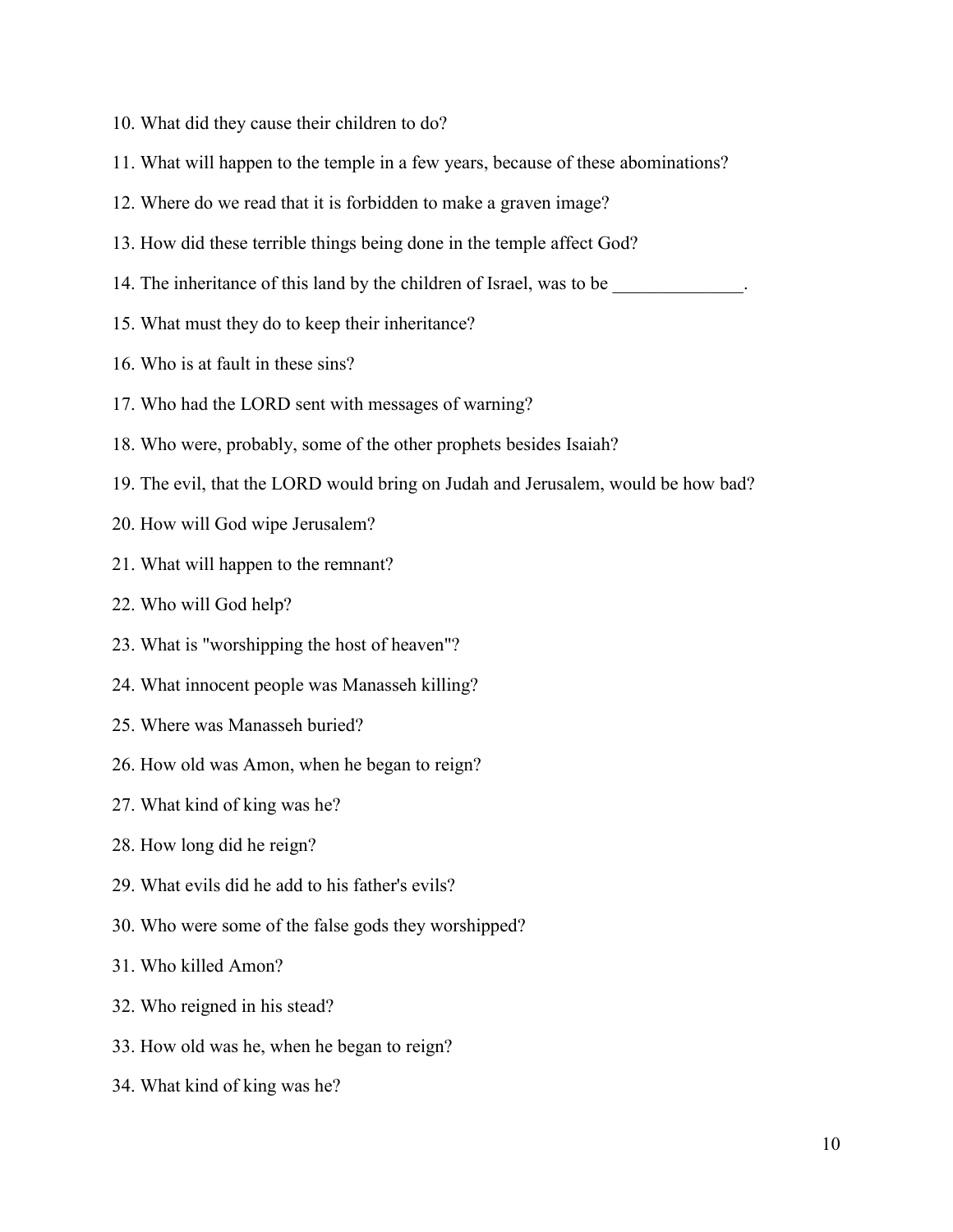10. What did they cause their children to do?

11. What will happen to the temple in a few years, because of these abominations?

12. Where do we read that it is forbidden to make a graven image?

13. How did these terrible things being done in the temple affect God?

14. The inheritance of this land by the children of Israel, was to be ______________.

15. What must they do to keep their inheritance?

16. Who is at fault in these sins?

17. Who had the LORD sent with messages of warning?

18. Who were, probably, some of the other prophets besides Isaiah?

19. The evil, that the LORD would bring on Judah and Jerusalem, would be how bad?

20. How will God wipe Jerusalem?

21. What will happen to the remnant?

22. Who will God help?

23. What is "worshipping the host of heaven"?

24. What innocent people was Manasseh killing?

25. Where was Manasseh buried?

26. How old was Amon, when he began to reign?

27. What kind of king was he?

28. How long did he reign?

29. What evils did he add to his father's evils?

30. Who were some of the false gods they worshipped?

31. Who killed Amon?

32. Who reigned in his stead?

33. How old was he, when he began to reign?

34. What kind of king was he?